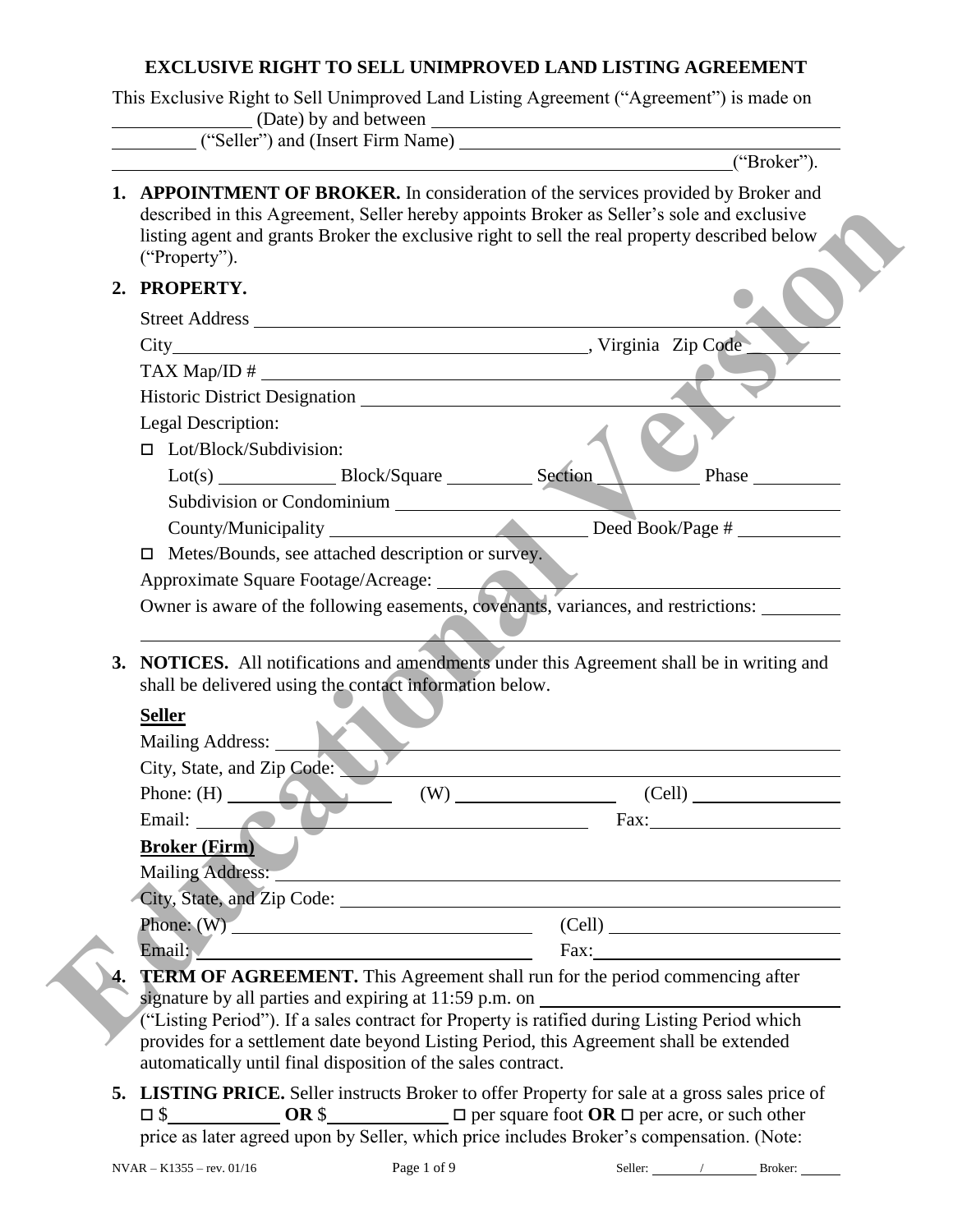# EXCLUSIVE RIGHT TO SELL UNIMPROVED LAND LISTING AGREEMENT

This Exclusive Right to Sell Unimproved Land Listing Agreement ("Agreement") is made on _______________ (Date) by and between ___________________________________________ _________ ("Seller") and (Insert Firm Name) _____________________________________ _____________________________________________________________________("Broker").

1. **APPOINTMENT OF BROKER.** In consideration of the services provided by Broker and described in this Agreement, Seller hereby appoints Broker as Seller's sole and exclusive listing agent and grants Broker the exclusive right to sell the real property described below ("Property").

2. **PROPERTY.**

   Street Address ______________________________________________________________

   City_____________________________________________, Virginia Zip Code __________

   TAX Map/ID # _______________________________________________________________

   Historic District Designation ___________________________________________________

   Legal Description:

   ☐ Lot/Block/Subdivision:

   Lot(s) ____________ Block/Square _________ Section __________ Phase _________

   Subdivision or Condominium _________________________________________________

   County/Municipality ___________________________ Deed Book/Page # ___________

   ☐ Metes/Bounds, see attached description or survey.

   Approximate Square Footage/Acreage: ____________________________________________

   Owner is aware of the following easements, covenants, variances, and restrictions: ________

   ____________________________________________________________________________

3. **NOTICES.** All notifications and amendments under this Agreement shall be in writing and shall be delivered using the contact information below.

   **Seller**

   Mailing Address: ____________________________________________________________

   City, State, and Zip Code: ____________________________________________________

   Phone: (H) _________________ (W) _________________ (Cell) ________________

   Email: ___________________________________________ Fax:_____________________

   **Broker (Firm)**

   Mailing Address: ____________________________________________________________

   City, State, and Zip Code: ____________________________________________________

   Phone: (W) _______________________________ (Cell) ________________________

   Email: ___________________________________ Fax:___________________________

4. **TERM OF AGREEMENT.** This Agreement shall run for the period commencing after signature by all parties and expiring at 11:59 p.m. on _______________________________ ("Listing Period"). If a sales contract for Property is ratified during Listing Period which provides for a settlement date beyond Listing Period, this Agreement shall be extended automatically until final disposition of the sales contract.

5. **LISTING PRICE.** Seller instructs Broker to offer Property for sale at a gross sales price of ☐ $____________ **OR** $_____________ ☐ per square foot **OR** ☐ per acre, or such other price as later agreed upon by Seller, which price includes Broker's compensation. (Note:

NVAR – K1355 – rev. 01/16 Seller: _______/_______ Broker: _____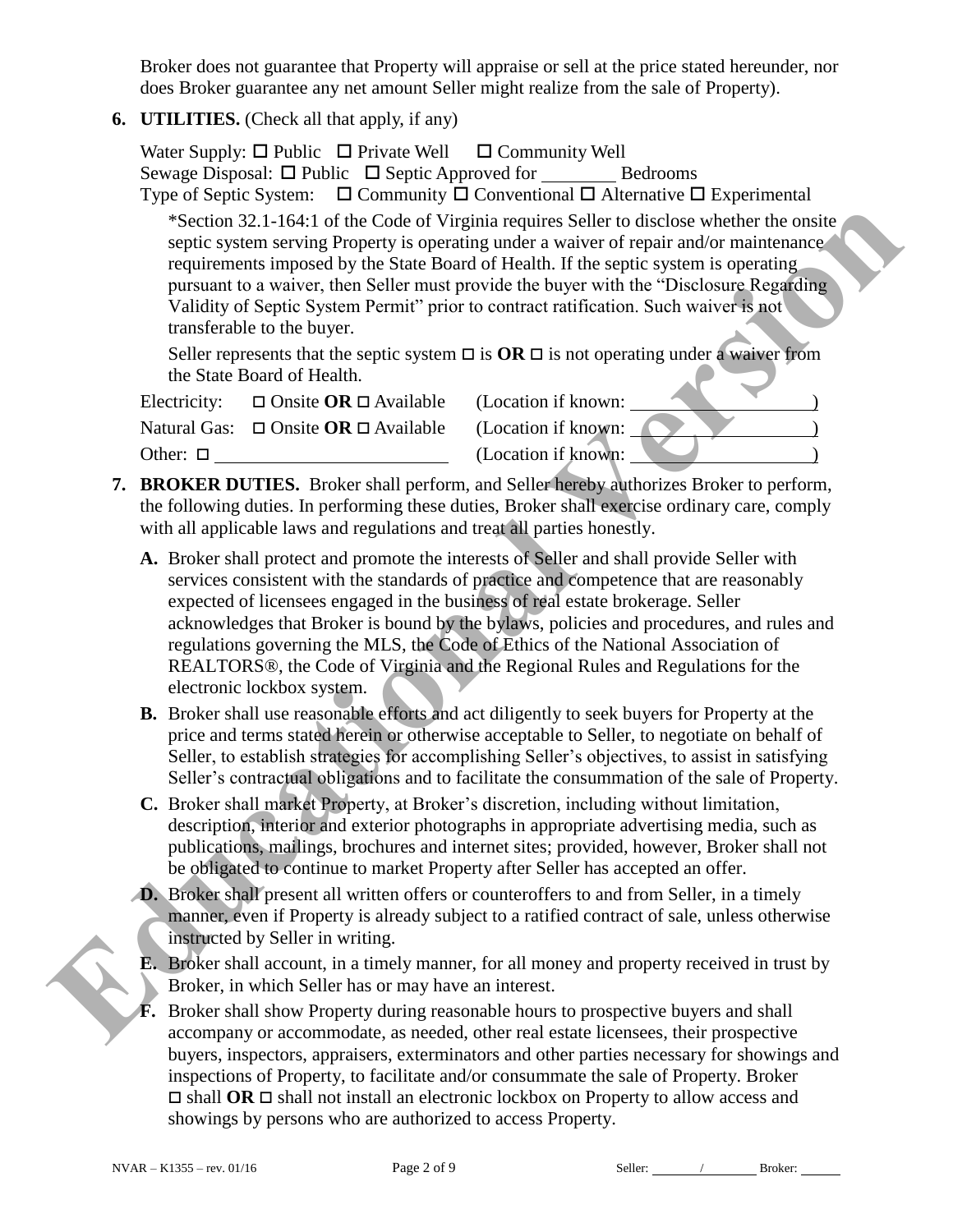Broker does not guarantee that Property will appraise or sell at the price stated hereunder, nor does Broker guarantee any net amount Seller might realize from the sale of Property).

**6. UTILITIES.** (Check all that apply, if any)

Water Supply: ☐ Public ☐ Private Well ☐ Community Well
Sewage Disposal: ☐ Public ☐ Septic Approved for ________ Bedrooms
Type of Septic System: ☐ Community ☐ Conventional ☐ Alternative ☐ Experimental

*Section 32.1-164:1 of the Code of Virginia requires Seller to disclose whether the onsite septic system serving Property is operating under a waiver of repair and/or maintenance requirements imposed by the State Board of Health. If the septic system is operating pursuant to a waiver, then Seller must provide the buyer with the "Disclosure Regarding Validity of Septic System Permit" prior to contract ratification. Such waiver is not transferable to the buyer.

Seller represents that the septic system ☐ is **OR** ☐ is not operating under a waiver from the State Board of Health.

Electricity: ☐ Onsite **OR** ☐ Available (Location if known: ________________)
Natural Gas: ☐ Onsite **OR** ☐ Available (Location if known: ________________)
Other: ☐ ________________________ (Location if known: ________________)

**7. BROKER DUTIES.** Broker shall perform, and Seller hereby authorizes Broker to perform, the following duties. In performing these duties, Broker shall exercise ordinary care, comply with all applicable laws and regulations and treat all parties honestly.

**A.** Broker shall protect and promote the interests of Seller and shall provide Seller with services consistent with the standards of practice and competence that are reasonably expected of licensees engaged in the business of real estate brokerage. Seller acknowledges that Broker is bound by the bylaws, policies and procedures, and rules and regulations governing the MLS, the Code of Ethics of the National Association of REALTORS®, the Code of Virginia and the Regional Rules and Regulations for the electronic lockbox system.

**B.** Broker shall use reasonable efforts and act diligently to seek buyers for Property at the price and terms stated herein or otherwise acceptable to Seller, to negotiate on behalf of Seller, to establish strategies for accomplishing Seller's objectives, to assist in satisfying Seller's contractual obligations and to facilitate the consummation of the sale of Property.

**C.** Broker shall market Property, at Broker's discretion, including without limitation, description, interior and exterior photographs in appropriate advertising media, such as publications, mailings, brochures and internet sites; provided, however, Broker shall not be obligated to continue to market Property after Seller has accepted an offer.

**D.** Broker shall present all written offers or counteroffers to and from Seller, in a timely manner, even if Property is already subject to a ratified contract of sale, unless otherwise instructed by Seller in writing.

**E.** Broker shall account, in a timely manner, for all money and property received in trust by Broker, in which Seller has or may have an interest.

**F.** Broker shall show Property during reasonable hours to prospective buyers and shall accompany or accommodate, as needed, other real estate licensees, their prospective buyers, inspectors, appraisers, exterminators and other parties necessary for showings and inspections of Property, to facilitate and/or consummate the sale of Property. Broker ☐ shall **OR** ☐ shall not install an electronic lockbox on Property to allow access and showings by persons who are authorized to access Property.

NVAR – K1355 – rev. 01/16 Seller: ______/______ Broker: ______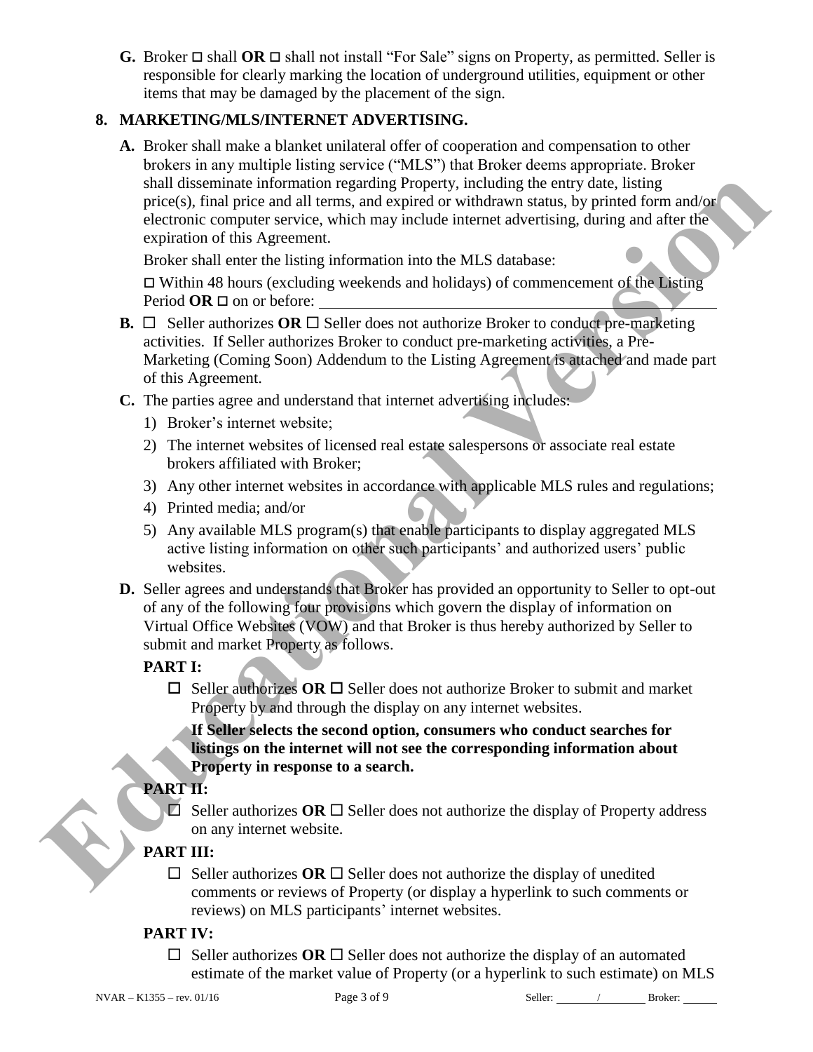**G.** Broker ☐ shall **OR** ☐ shall not install "For Sale" signs on Property, as permitted. Seller is responsible for clearly marking the location of underground utilities, equipment or other items that may be damaged by the placement of the sign.

## 8. MARKETING/MLS/INTERNET ADVERTISING.

**A.** Broker shall make a blanket unilateral offer of cooperation and compensation to other brokers in any multiple listing service ("MLS") that Broker deems appropriate. Broker shall disseminate information regarding Property, including the entry date, listing price(s), final price and all terms, and expired or withdrawn status, by printed form and/or electronic computer service, which may include internet advertising, during and after the expiration of this Agreement.

Broker shall enter the listing information into the MLS database:

☐ Within 48 hours (excluding weekends and holidays) of commencement of the Listing Period **OR** ☐ on or before: \_\_\_\_\_\_\_\_\_\_\_\_\_\_\_\_\_\_\_\_\_\_\_\_\_\_\_\_

**B.** ☐ Seller authorizes **OR** ☐ Seller does not authorize Broker to conduct pre-marketing activities. If Seller authorizes Broker to conduct pre-marketing activities, a Pre-Marketing (Coming Soon) Addendum to the Listing Agreement is attached and made part of this Agreement.

**C.** The parties agree and understand that internet advertising includes:

1) Broker's internet website;
2) The internet websites of licensed real estate salespersons or associate real estate brokers affiliated with Broker;
3) Any other internet websites in accordance with applicable MLS rules and regulations;
4) Printed media; and/or
5) Any available MLS program(s) that enable participants to display aggregated MLS active listing information on other such participants' and authorized users' public websites.

**D.** Seller agrees and understands that Broker has provided an opportunity to Seller to opt-out of any of the following four provisions which govern the display of information on Virtual Office Websites (VOW) and that Broker is thus hereby authorized by Seller to submit and market Property as follows.

**PART I:**

☐ Seller authorizes **OR** ☐ Seller does not authorize Broker to submit and market Property by and through the display on any internet websites.

**If Seller selects the second option, consumers who conduct searches for listings on the internet will not see the corresponding information about Property in response to a search.**

**PART II:**

☐ Seller authorizes **OR** ☐ Seller does not authorize the display of Property address on any internet website.

**PART III:**

☐ Seller authorizes **OR** ☐ Seller does not authorize the display of unedited comments or reviews of Property (or display a hyperlink to such comments or reviews) on MLS participants' internet websites.

**PART IV:**

☐ Seller authorizes **OR** ☐ Seller does not authorize the display of an automated estimate of the market value of Property (or a hyperlink to such estimate) on MLS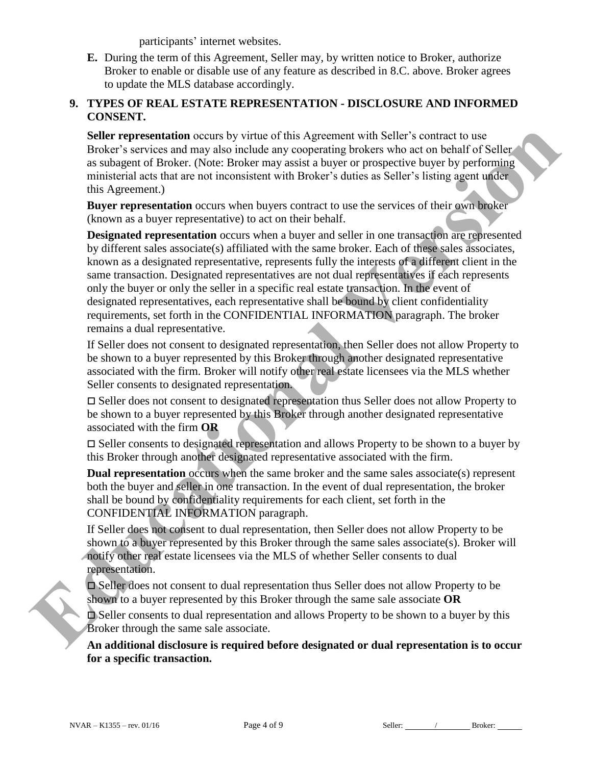participants' internet websites.

**E.** During the term of this Agreement, Seller may, by written notice to Broker, authorize Broker to enable or disable use of any feature as described in 8.C. above. Broker agrees to update the MLS database accordingly.

## 9. TYPES OF REAL ESTATE REPRESENTATION - DISCLOSURE AND INFORMED CONSENT.

**Seller representation** occurs by virtue of this Agreement with Seller's contract to use Broker's services and may also include any cooperating brokers who act on behalf of Seller as subagent of Broker. (Note: Broker may assist a buyer or prospective buyer by performing ministerial acts that are not inconsistent with Broker's duties as Seller's listing agent under this Agreement.)

**Buyer representation** occurs when buyers contract to use the services of their own broker (known as a buyer representative) to act on their behalf.

**Designated representation** occurs when a buyer and seller in one transaction are represented by different sales associate(s) affiliated with the same broker. Each of these sales associates, known as a designated representative, represents fully the interests of a different client in the same transaction. Designated representatives are not dual representatives if each represents only the buyer or only the seller in a specific real estate transaction. In the event of designated representatives, each representative shall be bound by client confidentiality requirements, set forth in the CONFIDENTIAL INFORMATION paragraph. The broker remains a dual representative.

If Seller does not consent to designated representation, then Seller does not allow Property to be shown to a buyer represented by this Broker through another designated representative associated with the firm. Broker will notify other real estate licensees via the MLS whether Seller consents to designated representation.

☐ Seller does not consent to designated representation thus Seller does not allow Property to be shown to a buyer represented by this Broker through another designated representative associated with the firm **OR**

☐ Seller consents to designated representation and allows Property to be shown to a buyer by this Broker through another designated representative associated with the firm.

**Dual representation** occurs when the same broker and the same sales associate(s) represent both the buyer and seller in one transaction. In the event of dual representation, the broker shall be bound by confidentiality requirements for each client, set forth in the CONFIDENTIAL INFORMATION paragraph.

If Seller does not consent to dual representation, then Seller does not allow Property to be shown to a buyer represented by this Broker through the same sales associate(s). Broker will notify other real estate licensees via the MLS of whether Seller consents to dual representation.

☐ Seller does not consent to dual representation thus Seller does not allow Property to be shown to a buyer represented by this Broker through the same sale associate **OR**

☐ Seller consents to dual representation and allows Property to be shown to a buyer by this Broker through the same sale associate.

**An additional disclosure is required before designated or dual representation is to occur for a specific transaction.**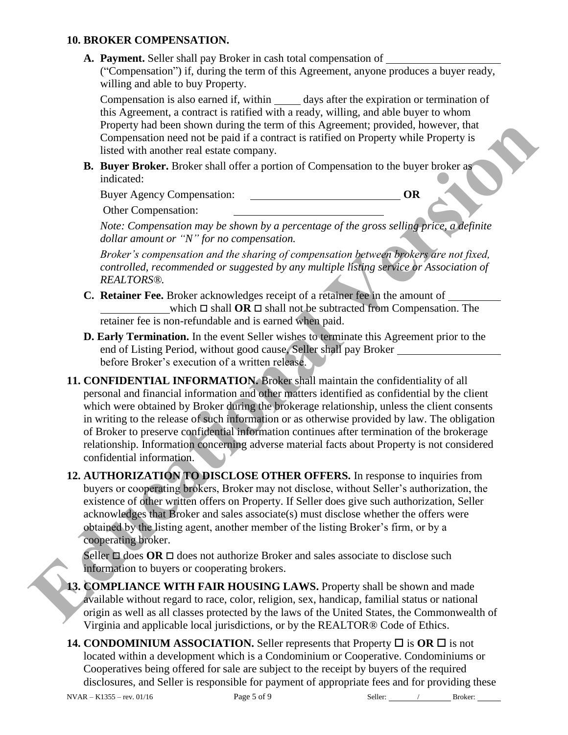**10. BROKER COMPENSATION.**

**A. Payment.** Seller shall pay Broker in cash total compensation of ____________________ ("Compensation") if, during the term of this Agreement, anyone produces a buyer ready, willing and able to buy Property.

Compensation is also earned if, within _____ days after the expiration or termination of this Agreement, a contract is ratified with a ready, willing, and able buyer to whom Property had been shown during the term of this Agreement; provided, however, that Compensation need not be paid if a contract is ratified on Property while Property is listed with another real estate company.

**B. Buyer Broker.** Broker shall offer a portion of Compensation to the buyer broker as indicated:

Buyer Agency Compensation: ____________________________ **OR**

Other Compensation: ____________________________

*Note: Compensation may be shown by a percentage of the gross selling price, a definite dollar amount or "N" for no compensation.*

*Broker's compensation and the sharing of compensation between brokers are not fixed, controlled, recommended or suggested by any multiple listing service or Association of REALTORS®.*

**C. Retainer Fee.** Broker acknowledges receipt of a retainer fee in the amount of ______________________ which ☐ shall **OR** ☐ shall not be subtracted from Compensation. The retainer fee is non-refundable and is earned when paid.

**D. Early Termination.** In the event Seller wishes to terminate this Agreement prior to the end of Listing Period, without good cause, Seller shall pay Broker ____________________ before Broker's execution of a written release.

**11. CONFIDENTIAL INFORMATION.** Broker shall maintain the confidentiality of all personal and financial information and other matters identified as confidential by the client which were obtained by Broker during the brokerage relationship, unless the client consents in writing to the release of such information or as otherwise provided by law. The obligation of Broker to preserve confidential information continues after termination of the brokerage relationship. Information concerning adverse material facts about Property is not considered confidential information.

**12. AUTHORIZATION TO DISCLOSE OTHER OFFERS.** In response to inquiries from buyers or cooperating brokers, Broker may not disclose, without Seller's authorization, the existence of other written offers on Property. If Seller does give such authorization, Seller acknowledges that Broker and sales associate(s) must disclose whether the offers were obtained by the listing agent, another member of the listing Broker's firm, or by a cooperating broker.

Seller ☐ does **OR** ☐ does not authorize Broker and sales associate to disclose such information to buyers or cooperating brokers.

**13. COMPLIANCE WITH FAIR HOUSING LAWS.** Property shall be shown and made available without regard to race, color, religion, sex, handicap, familial status or national origin as well as all classes protected by the laws of the United States, the Commonwealth of Virginia and applicable local jurisdictions, or by the REALTOR® Code of Ethics.

**14. CONDOMINIUM ASSOCIATION.** Seller represents that Property ☐ is **OR** ☐ is not located within a development which is a Condominium or Cooperative. Condominiums or Cooperatives being offered for sale are subject to the receipt by buyers of the required disclosures, and Seller is responsible for payment of appropriate fees and for providing these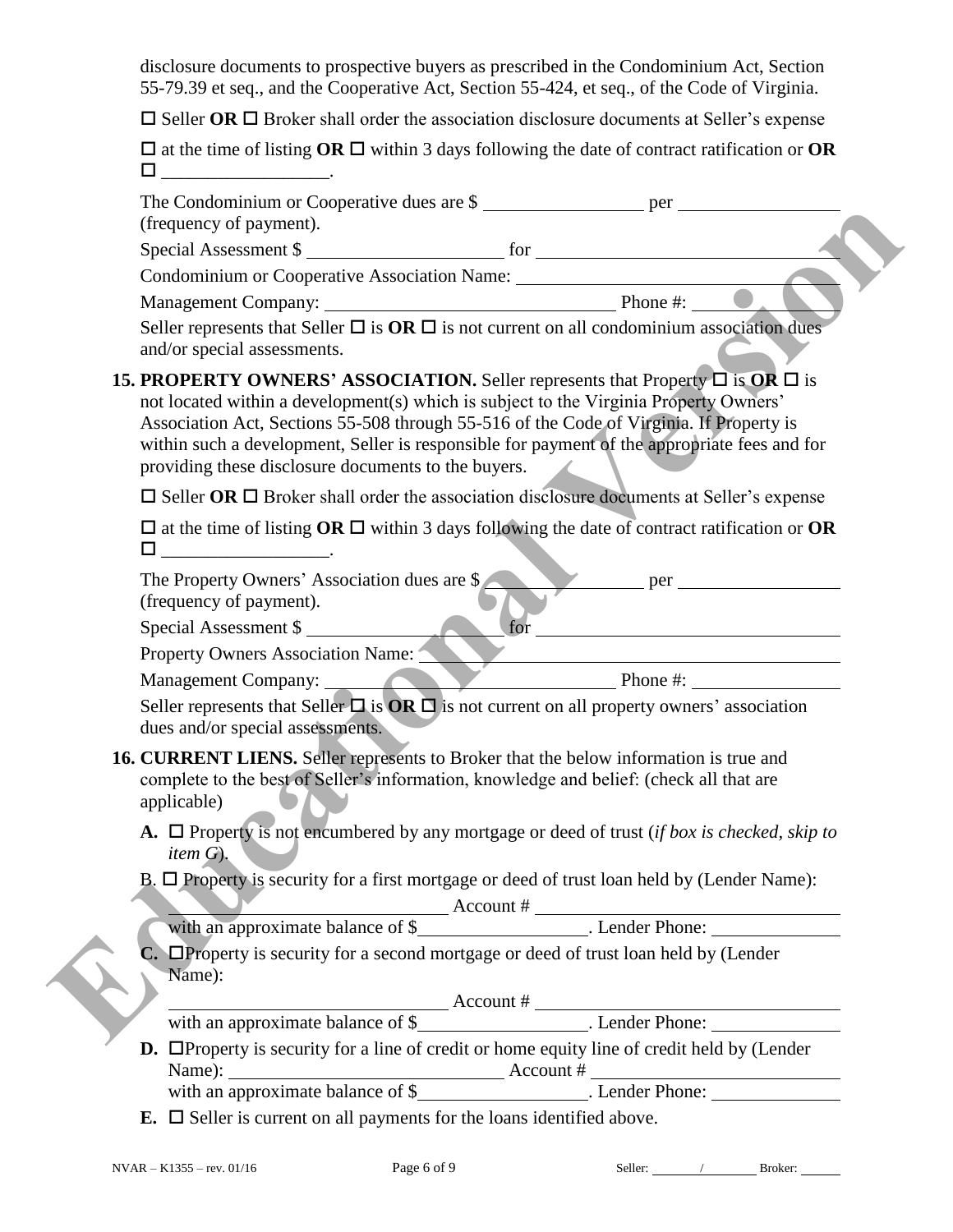disclosure documents to prospective buyers as prescribed in the Condominium Act, Section 55-79.39 et seq., and the Cooperative Act, Section 55-424, et seq., of the Code of Virginia.

☐ Seller **OR** ☐ Broker shall order the association disclosure documents at Seller's expense

☐ at the time of listing **OR** ☐ within 3 days following the date of contract ratification or **OR** ☐ \_\_\_\_\_\_\_\_\_\_\_\_\_\_\_\_\_\_.

The Condominium or Cooperative dues are $ \_\_\_\_\_\_\_\_\_\_\_\_\_\_\_\_\_ per \_\_\_\_\_\_\_\_\_\_\_\_\_\_\_\_\_ (frequency of payment).

Special Assessment $ \_\_\_\_\_\_\_\_\_\_\_\_\_\_\_\_\_\_\_\_\_ for \_\_\_\_\_\_\_\_\_\_\_\_\_\_\_\_\_\_\_\_\_\_\_\_\_\_\_\_\_\_\_\_

Condominium or Cooperative Association Name: \_\_\_\_\_\_\_\_\_\_\_\_\_\_\_\_\_\_\_\_\_\_\_\_\_\_\_\_\_\_\_\_

Management Company: \_\_\_\_\_\_\_\_\_\_\_\_\_\_\_\_\_\_\_\_\_\_\_\_\_\_\_\_\_\_\_ Phone #: \_\_\_\_\_\_\_\_\_\_\_\_\_\_\_

Seller represents that Seller ☐ is **OR** ☐ is not current on all condominium association dues and/or special assessments.

**15. PROPERTY OWNERS' ASSOCIATION.** Seller represents that Property ☐ is **OR** ☐ is not located within a development(s) which is subject to the Virginia Property Owners' Association Act, Sections 55-508 through 55-516 of the Code of Virginia. If Property is within such a development, Seller is responsible for payment of the appropriate fees and for providing these disclosure documents to the buyers.

☐ Seller **OR** ☐ Broker shall order the association disclosure documents at Seller's expense

☐ at the time of listing **OR** ☐ within 3 days following the date of contract ratification or **OR** ☐ \_\_\_\_\_\_\_\_\_\_\_\_\_\_\_\_\_\_.

The Property Owners' Association dues are $ \_\_\_\_\_\_\_\_\_\_\_\_\_\_\_\_\_ per \_\_\_\_\_\_\_\_\_\_\_\_\_\_\_\_\_ (frequency of payment).

Special Assessment $ \_\_\_\_\_\_\_\_\_\_\_\_\_\_\_\_\_\_\_\_\_ for \_\_\_\_\_\_\_\_\_\_\_\_\_\_\_\_\_\_\_\_\_\_\_\_\_\_\_\_\_\_\_\_

Property Owners Association Name: \_\_\_\_\_\_\_\_\_\_\_\_\_\_\_\_\_\_\_\_\_\_\_\_\_\_\_\_\_\_\_\_\_\_\_\_\_\_\_\_\_\_

Management Company: \_\_\_\_\_\_\_\_\_\_\_\_\_\_\_\_\_\_\_\_\_\_\_\_\_\_\_\_\_\_\_ Phone #: \_\_\_\_\_\_\_\_\_\_\_\_\_\_\_

Seller represents that Seller ☐ is **OR** ☐ is not current on all property owners' association dues and/or special assessments.

**16. CURRENT LIENS.** Seller represents to Broker that the below information is true and complete to the best of Seller's information, knowledge and belief: (check all that are applicable)

**A.** ☐ Property is not encumbered by any mortgage or deed of trust (*if box is checked, skip to item G*).

B. ☐ Property is security for a first mortgage or deed of trust loan held by (Lender Name): \_\_\_\_\_\_\_\_\_\_\_\_\_\_\_\_\_\_\_\_\_\_\_\_\_\_\_\_\_\_ Account # \_\_\_\_\_\_\_\_\_\_\_\_\_\_\_\_\_\_\_\_\_\_\_\_\_\_\_\_\_\_\_\_\_ with an approximate balance of $\_\_\_\_\_\_\_\_\_\_\_\_\_\_\_\_\_\_. Lender Phone: \_\_\_\_\_\_\_\_\_\_\_\_\_\_

**C.** ☐Property is security for a second mortgage or deed of trust loan held by (Lender Name): \_\_\_\_\_\_\_\_\_\_\_\_\_\_\_\_\_\_\_\_\_\_\_\_\_\_\_\_\_\_ Account # \_\_\_\_\_\_\_\_\_\_\_\_\_\_\_\_\_\_\_\_\_\_\_\_\_\_\_\_\_\_\_\_\_ with an approximate balance of $\_\_\_\_\_\_\_\_\_\_\_\_\_\_\_\_\_\_. Lender Phone: \_\_\_\_\_\_\_\_\_\_\_\_\_\_

**D.** ☐Property is security for a line of credit or home equity line of credit held by (Lender Name): \_\_\_\_\_\_\_\_\_\_\_\_\_\_\_\_\_\_\_\_\_\_\_\_\_\_\_\_\_\_ Account # \_\_\_\_\_\_\_\_\_\_\_\_\_\_\_\_\_\_\_\_\_\_\_\_\_\_\_\_ with an approximate balance of $\_\_\_\_\_\_\_\_\_\_\_\_\_\_\_\_\_\_. Lender Phone: \_\_\_\_\_\_\_\_\_\_\_\_\_\_

**E.** ☐ Seller is current on all payments for the loans identified above.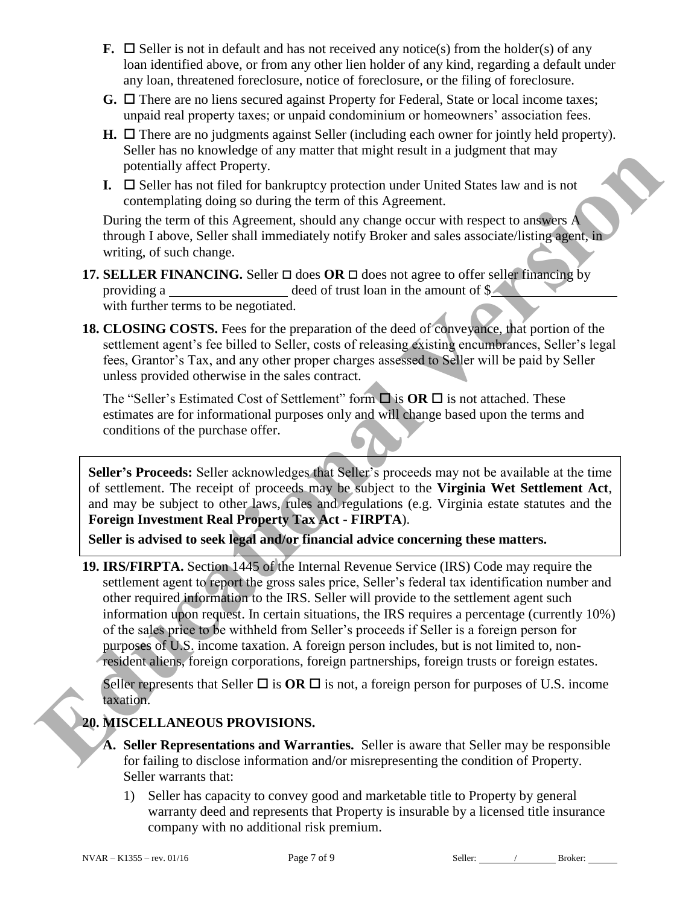**F.** ☐ Seller is not in default and has not received any notice(s) from the holder(s) of any loan identified above, or from any other lien holder of any kind, regarding a default under any loan, threatened foreclosure, notice of foreclosure, or the filing of foreclosure.

**G.** ☐ There are no liens secured against Property for Federal, State or local income taxes; unpaid real property taxes; or unpaid condominium or homeowners' association fees.

**H.** ☐ There are no judgments against Seller (including each owner for jointly held property). Seller has no knowledge of any matter that might result in a judgment that may potentially affect Property.

**I.** ☐ Seller has not filed for bankruptcy protection under United States law and is not contemplating doing so during the term of this Agreement.

During the term of this Agreement, should any change occur with respect to answers A through I above, Seller shall immediately notify Broker and sales associate/listing agent, in writing, of such change.

**17. SELLER FINANCING.** Seller ☐ does **OR** ☐ does not agree to offer seller financing by providing a ________________ deed of trust loan in the amount of $________________ with further terms to be negotiated.

**18. CLOSING COSTS.** Fees for the preparation of the deed of conveyance, that portion of the settlement agent's fee billed to Seller, costs of releasing existing encumbrances, Seller's legal fees, Grantor's Tax, and any other proper charges assessed to Seller will be paid by Seller unless provided otherwise in the sales contract.

The "Seller's Estimated Cost of Settlement" form ☐ is **OR** ☐ is not attached. These estimates are for informational purposes only and will change based upon the terms and conditions of the purchase offer.

> **Seller's Proceeds:** Seller acknowledges that Seller's proceeds may not be available at the time of settlement. The receipt of proceeds may be subject to the **Virginia Wet Settlement Act**, and may be subject to other laws, rules and regulations (e.g. Virginia estate statutes and the **Foreign Investment Real Property Tax Act - FIRPTA**).
>
> **Seller is advised to seek legal and/or financial advice concerning these matters.**

**19. IRS/FIRPTA.** Section 1445 of the Internal Revenue Service (IRS) Code may require the settlement agent to report the gross sales price, Seller's federal tax identification number and other required information to the IRS. Seller will provide to the settlement agent such information upon request. In certain situations, the IRS requires a percentage (currently 10%) of the sales price to be withheld from Seller's proceeds if Seller is a foreign person for purposes of U.S. income taxation. A foreign person includes, but is not limited to, non-resident aliens, foreign corporations, foreign partnerships, foreign trusts or foreign estates.

Seller represents that Seller ☐ is **OR** ☐ is not, a foreign person for purposes of U.S. income taxation.

**20. MISCELLANEOUS PROVISIONS.**

**A. Seller Representations and Warranties.** Seller is aware that Seller may be responsible for failing to disclose information and/or misrepresenting the condition of Property. Seller warrants that:

1) Seller has capacity to convey good and marketable title to Property by general warranty deed and represents that Property is insurable by a licensed title insurance company with no additional risk premium.

NVAR – K1355 – rev. 01/16 Seller: ______/______ Broker: ______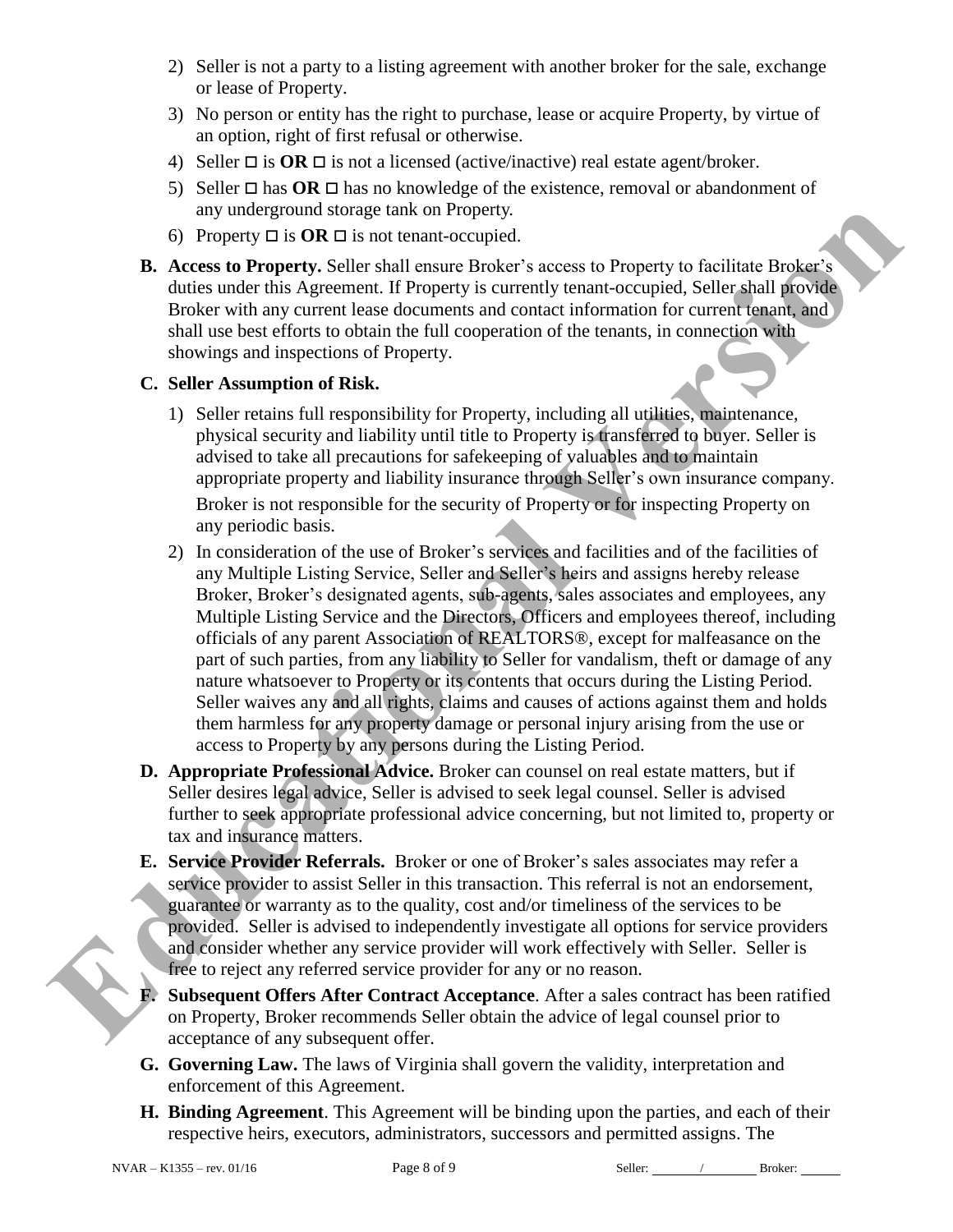2) Seller is not a party to a listing agreement with another broker for the sale, exchange or lease of Property.
3) No person or entity has the right to purchase, lease or acquire Property, by virtue of an option, right of first refusal or otherwise.
4) Seller ☐ is **OR** ☐ is not a licensed (active/inactive) real estate agent/broker.
5) Seller ☐ has **OR** ☐ has no knowledge of the existence, removal or abandonment of any underground storage tank on Property.
6) Property ☐ is **OR** ☐ is not tenant-occupied.

**B. Access to Property.** Seller shall ensure Broker's access to Property to facilitate Broker's duties under this Agreement. If Property is currently tenant-occupied, Seller shall provide Broker with any current lease documents and contact information for current tenant, and shall use best efforts to obtain the full cooperation of the tenants, in connection with showings and inspections of Property.

**C. Seller Assumption of Risk.**

1) Seller retains full responsibility for Property, including all utilities, maintenance, physical security and liability until title to Property is transferred to buyer. Seller is advised to take all precautions for safekeeping of valuables and to maintain appropriate property and liability insurance through Seller's own insurance company.

   Broker is not responsible for the security of Property or for inspecting Property on any periodic basis.

2) In consideration of the use of Broker's services and facilities and of the facilities of any Multiple Listing Service, Seller and Seller's heirs and assigns hereby release Broker, Broker's designated agents, sub-agents, sales associates and employees, any Multiple Listing Service and the Directors, Officers and employees thereof, including officials of any parent Association of REALTORS®, except for malfeasance on the part of such parties, from any liability to Seller for vandalism, theft or damage of any nature whatsoever to Property or its contents that occurs during the Listing Period. Seller waives any and all rights, claims and causes of actions against them and holds them harmless for any property damage or personal injury arising from the use or access to Property by any persons during the Listing Period.

**D. Appropriate Professional Advice.** Broker can counsel on real estate matters, but if Seller desires legal advice, Seller is advised to seek legal counsel. Seller is advised further to seek appropriate professional advice concerning, but not limited to, property or tax and insurance matters.

**E. Service Provider Referrals.** Broker or one of Broker's sales associates may refer a service provider to assist Seller in this transaction. This referral is not an endorsement, guarantee or warranty as to the quality, cost and/or timeliness of the services to be provided. Seller is advised to independently investigate all options for service providers and consider whether any service provider will work effectively with Seller. Seller is free to reject any referred service provider for any or no reason.

**F. Subsequent Offers After Contract Acceptance**. After a sales contract has been ratified on Property, Broker recommends Seller obtain the advice of legal counsel prior to acceptance of any subsequent offer.

**G. Governing Law.** The laws of Virginia shall govern the validity, interpretation and enforcement of this Agreement.

**H. Binding Agreement**. This Agreement will be binding upon the parties, and each of their respective heirs, executors, administrators, successors and permitted assigns. The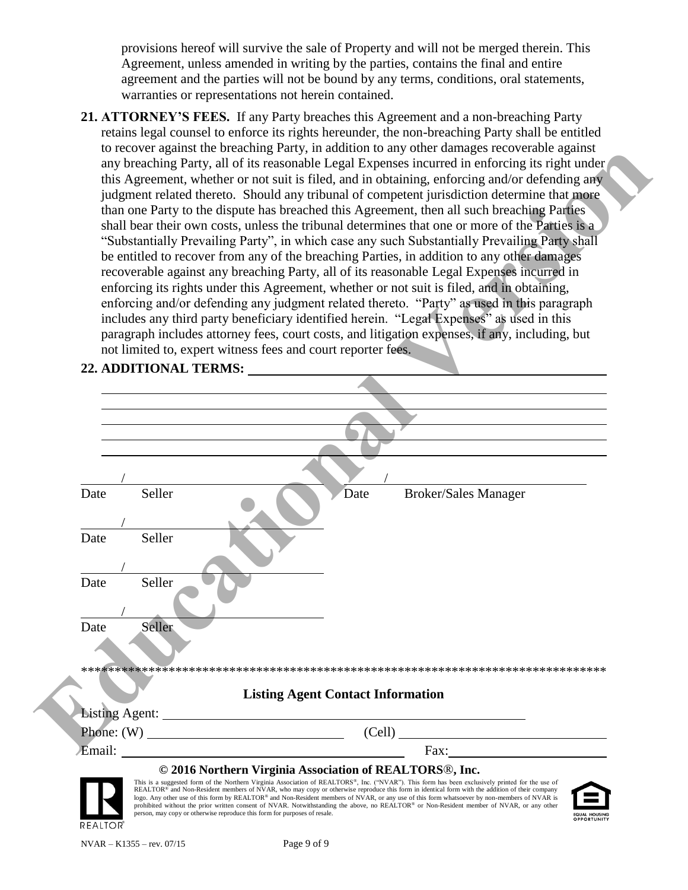provisions hereof will survive the sale of Property and will not be merged therein. This Agreement, unless amended in writing by the parties, contains the final and entire agreement and the parties will not be bound by any terms, conditions, oral statements, warranties or representations not herein contained.

**21. ATTORNEY'S FEES.** If any Party breaches this Agreement and a non-breaching Party retains legal counsel to enforce its rights hereunder, the non-breaching Party shall be entitled to recover against the breaching Party, in addition to any other damages recoverable against any breaching Party, all of its reasonable Legal Expenses incurred in enforcing its right under this Agreement, whether or not suit is filed, and in obtaining, enforcing and/or defending any judgment related thereto. Should any tribunal of competent jurisdiction determine that more than one Party to the dispute has breached this Agreement, then all such breaching Parties shall bear their own costs, unless the tribunal determines that one or more of the Parties is a "Substantially Prevailing Party", in which case any such Substantially Prevailing Party shall be entitled to recover from any of the breaching Parties, in addition to any other damages recoverable against any breaching Party, all of its reasonable Legal Expenses incurred in enforcing its rights under this Agreement, whether or not suit is filed, and in obtaining, enforcing and/or defending any judgment related thereto. "Party" as used in this paragraph includes any third party beneficiary identified herein. "Legal Expenses" as used in this paragraph includes attorney fees, court costs, and litigation expenses, if any, including, but not limited to, expert witness fees and court reporter fees.

**22. ADDITIONAL TERMS:** ______________________________________________

______________________________________________

______________________________________________

______________________________________________

______________________________________________

______________________________________________

_____ / ______________________ _____ / ______________________
Date Seller Date Broker/Sales Manager

_____ / ______________________
Date Seller

_____ / ______________________
Date Seller

_____ / ______________________
Date Seller

******************************************************************************

**Listing Agent Contact Information**

Listing Agent: ______________________________________________

Phone: (W) ______________________ (Cell) ______________________

Email: ______________________________ Fax: ______________________

**© 2016 Northern Virginia Association of REALTORS®, Inc.**

This is a suggested form of the Northern Virginia Association of REALTORS®, Inc. ("NVAR"). This form has been exclusively printed for the use of REALTOR® and Non-Resident members of NVAR, who may copy or otherwise reproduce this form in identical form with the addition of their company logo. Any other use of this form by REALTOR® and Non-Resident members of NVAR, or any use of this form whatsoever by non-members of NVAR is prohibited without the prior written consent of NVAR. Notwithstanding the above, no REALTOR® or Non-Resident member of NVAR, or any other person, may copy or otherwise reproduce this form for purposes of resale.

NVAR – K1355 – rev. 07/15